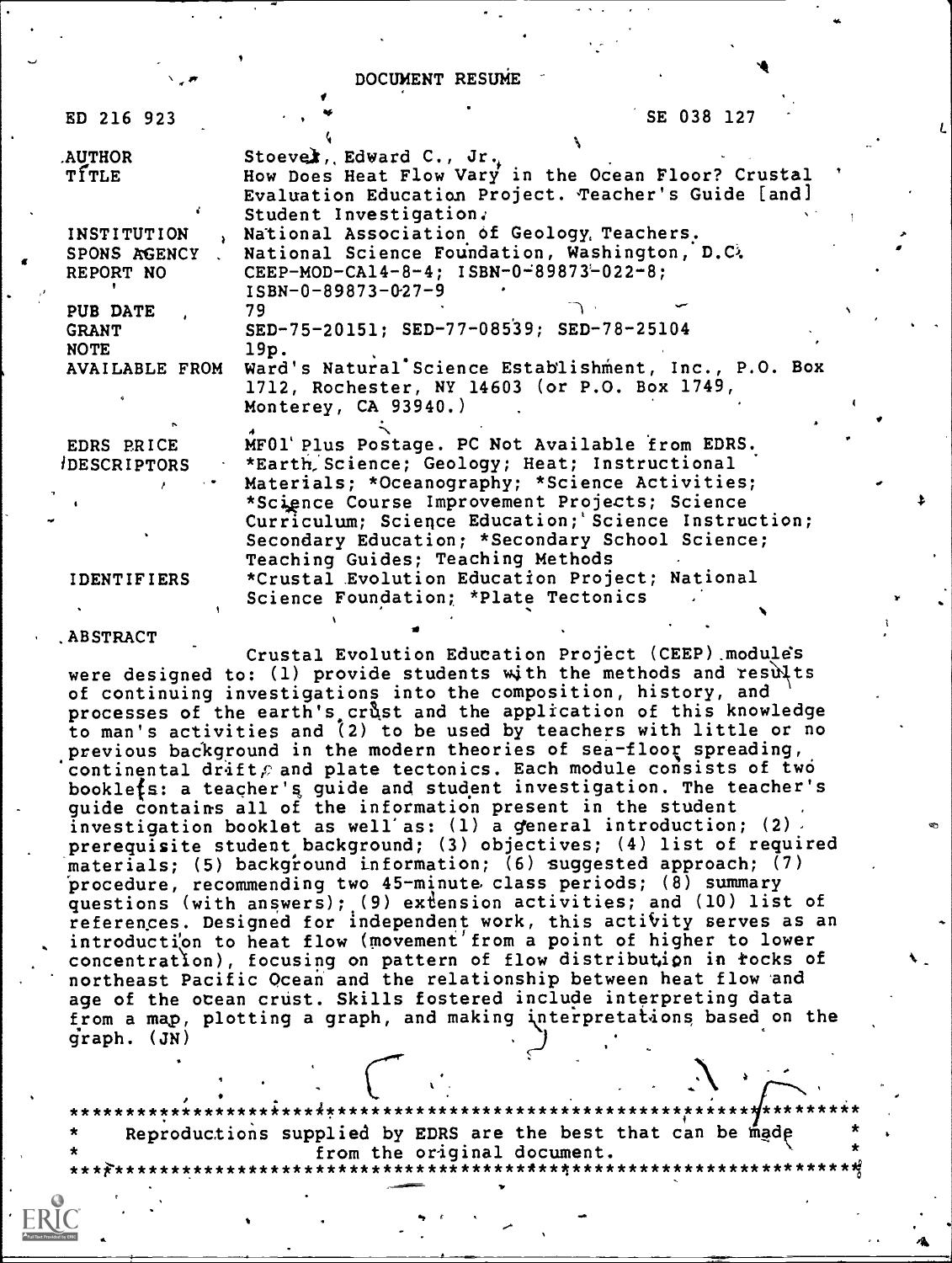# DOCUMENT RESUME

| | |
|---|---|
| ED 216 923 | SE 038 127 |
| AUTHOR | Stoever, Edward C., Jr. |
| TITLE | How Does Heat Flow Vary in the Ocean Floor? Crustal Evaluation Education Project. Teacher's Guide [and] Student Investigation. |
| INSTITUTION | National Association of Geology Teachers. |
| SPONS AGENCY | National Science Foundation, Washington, D.C. |
| REPORT NO | CEEP-MOD-CA14-8-4; ISBN-0-89873-022-8; ISBN-0-89873-027-9 |
| PUB DATE | 79 |
| GRANT | SED-75-20151; SED-77-08539; SED-78-25104 |
| NOTE | 19p. |
| AVAILABLE FROM | Ward's Natural Science Establishment, Inc., P.O. Box 1712, Rochester, NY 14603 (or P.O. Box 1749, Monterey, CA 93940.) |
| EDRS PRICE | MF01 Plus Postage. PC Not Available from EDRS. |
| DESCRIPTORS | *Earth Science; Geology; Heat; Instructional Materials; *Oceanography; *Science Activities; *Science Course Improvement Projects; Science Curriculum; Science Education; Science Instruction; Secondary Education; *Secondary School Science; Teaching Guides; Teaching Methods |
| IDENTIFIERS | *Crustal Evolution Education Project; National Science Foundation; *Plate Tectonics |

## ABSTRACT

Crustal Evolution Education Project (CEEP) modules were designed to: (1) provide students with the methods and results of continuing investigations into the composition, history, and processes of the earth's crust and the application of this knowledge to man's activities and (2) to be used by teachers with little or no previous background in the modern theories of sea-floor spreading, continental drift, and plate tectonics. Each module consists of two booklets: a teacher's guide and student investigation. The teacher's guide contains all of the information present in the student investigation booklet as well as: (1) a general introduction; (2) prerequisite student background; (3) objectives; (4) list of required materials; (5) background information; (6) suggested approach; (7) procedure, recommending two 45-minute class periods; (8) summary questions (with answers); (9) extension activities; and (10) list of references. Designed for independent work, this activity serves as an introduction to heat flow (movement from a point of higher to lower concentration), focusing on pattern of flow distribution in rocks of northeast Pacific Ocean and the relationship between heat flow and age of the ocean crust. Skills fostered include interpreting data from a map, plotting a graph, and making interpretations based on the graph. (JN)

---

Reproductions supplied by EDRS are the best that can be made from the original document.

---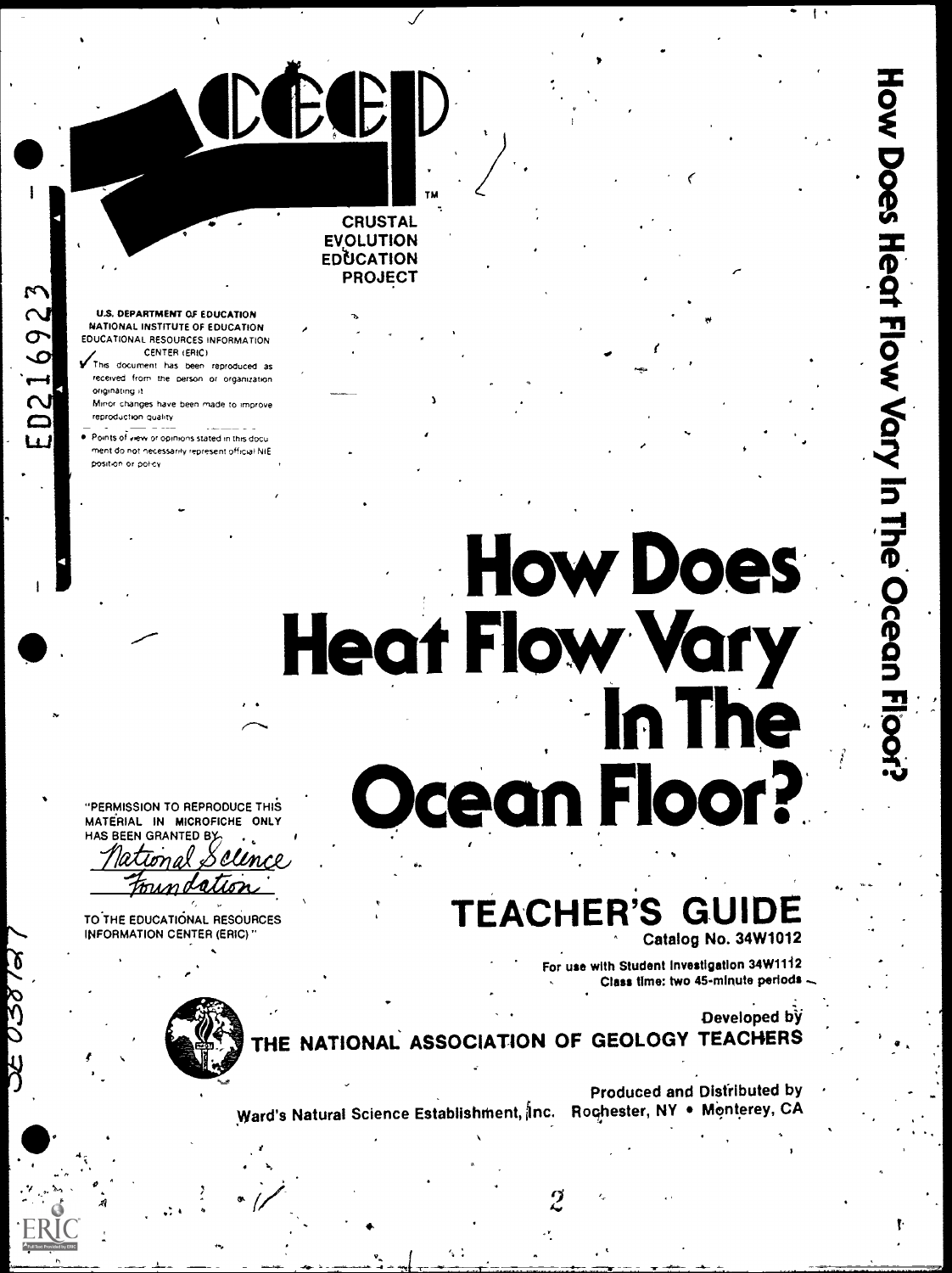CRUSTAL EVOLUTION EDUCATION PROJECT

U.S. DEPARTMENT OF EDUCATION
NATIONAL INSTITUTE OF EDUCATION
EDUCATIONAL RESOURCES INFORMATION CENTER (ERIC)

This document has been reproduced as received from the person or organization originating it.
Minor changes have been made to improve reproduction quality.

- Points of view or opinions stated in this document do not necessarily represent official NIE position or policy.

ED216923

# How Does Heat Flow Vary In The Ocean Floor?

"PERMISSION TO REPRODUCE THIS MATERIAL IN MICROFICHE ONLY HAS BEEN GRANTED BY National Science Foundation TO THE EDUCATIONAL RESOURCES INFORMATION CENTER (ERIC)."

## TEACHER'S GUIDE

**Catalog No. 34W1012**

**For use with Student Investigation 34W1112**
**Class time: two 45-minute periods**

Developed by
THE NATIONAL ASSOCIATION OF GEOLOGY TEACHERS

Produced and Distributed by
Ward's Natural Science Establishment, Inc. Rochester, NY • Monterey, CA

SE 038 727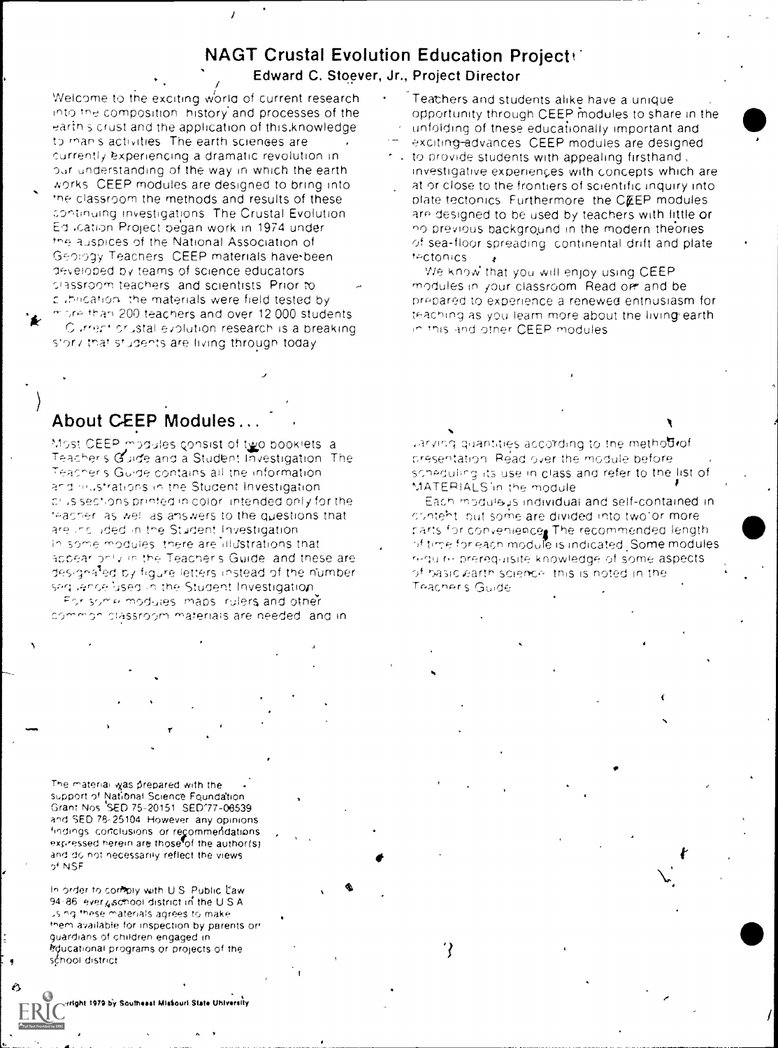## NAGT Crustal Evolution Education Project

Edward C. Stoever, Jr., Project Director

Welcome to the exciting world of current research into the composition, history and processes of the earth's crust and the application of this knowledge to man's activities. The earth sciences are currently experiencing a dramatic revolution in our understanding of the way in which the earth works. CEEP modules are designed to bring into the classroom the methods and results of these continuing investigations. The Crustal Evolution Education Project began work in 1974 under the auspices of the National Association of Geology Teachers. CEEP materials have been developed by teams of science educators, classroom teachers, and scientists. Prior to publication, the materials were field tested by more than 200 teachers and over 12,000 students.

Current crustal evolution research is a breaking story that students are living through today. Teachers and students alike have a unique opportunity through CEEP modules to share in the unfolding of these educationally important and exciting advances. CEEP modules are designed to provide students with appealing firsthand investigative experiences with concepts which are at or close to the frontiers of scientific inquiry into plate tectonics. Furthermore, the CEEP modules are designed to be used by teachers with little or no previous background in the modern theories of sea-floor spreading, continental drift and plate tectonics.

We know that you will enjoy using CEEP modules in your classroom. Read on and be prepared to experience a renewed enthusiasm for teaching as you learn more about the living earth in this and other CEEP modules.

## About CEEP Modules...

Most CEEP modules consist of two booklets: a Teacher's Guide and a Student Investigation. The Teacher's Guide contains all the information and illustrations in the Student Investigation plus sections printed in color, intended only for the teacher, as well as answers to the questions that are included in the Student Investigation.

In some modules, there are illustrations that appear only in the Teacher's Guide, and these are designated by figure letters instead of the number sequence used in the Student Investigation.

For some modules, maps, rulers, and other common classroom materials are needed, and in varying quantities according to the method of presentation. Read over the module before scheduling its use in class and refer to the list of MATERIALS in the module.

Each module is individual and self-contained in content, but some are divided into two or more parts for convenience. The recommended length of time for each module is indicated. Some modules require prerequisite knowledge of some aspects of basic earth science; this is noted in the Teacher's Guide.

The material was prepared with the support of National Science Foundation Grant Nos. SED 75-20151, SED 77-08539 and SED 78-25104. However, any opinions, findings, conclusions or recommendations expressed herein are those of the author(s) and do not necessarily reflect the views of NSF.

In order to comply with U.S. Public Law 94-86, every school district in the U.S.A. using these materials agrees to make them available for inspection by parents or guardians of children engaged in educational programs or projects of the school district.

Copyright 1979 by Southeast Missouri State University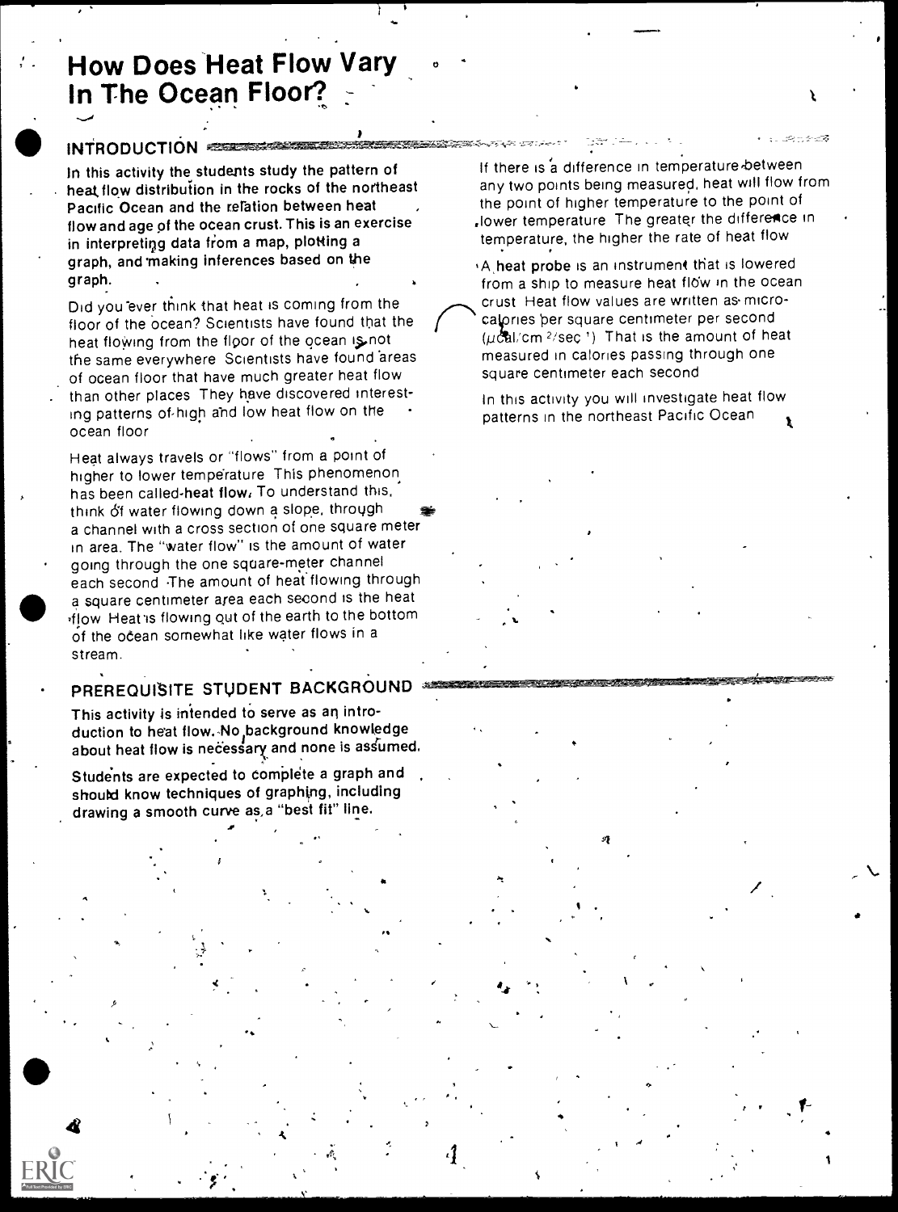# How Does Heat Flow Vary In The Ocean Floor?

## INTRODUCTION

In this activity the students study the pattern of heat flow distribution in the rocks of the northeast Pacific Ocean and the relation between heat flow and age of the ocean crust. This is an exercise in interpreting data from a map, plotting a graph, and making inferences based on the graph.

Did you ever think that heat is coming from the floor of the ocean? Scientists have found that the heat flowing from the floor of the ocean is not the same everywhere. Scientists have found areas of ocean floor that have much greater heat flow than other places. They have discovered interesting patterns of high and low heat flow on the ocean floor.

Heat always travels or "flows" from a point of higher to lower temperature. This phenomenon has been called heat flow. To understand this, think of water flowing down a slope, through a channel with a cross section of one square meter in area. The "water flow" is the amount of water going through the one square-meter channel each second. The amount of heat flowing through a square centimeter area each second is the heat flow. Heat is flowing out of the earth to the bottom of the ocean somewhat like water flows in a stream.

If there is a difference in temperature between any two points being measured, heat will flow from the point of higher temperature to the point of lower temperature. The greater the difference in temperature, the higher the rate of heat flow.

A heat probe is an instrument that is lowered from a ship to measure heat flow in the ocean crust. Heat flow values are written as microcalories per square centimeter per second ($\mu cal/cm^2/sec^1$). That is the amount of heat measured in calories passing through one square centimeter each second.

In this activity you will investigate heat flow patterns in the northeast Pacific Ocean.

## PREREQUISITE STUDENT BACKGROUND

This activity is intended to serve as an introduction to heat flow. No background knowledge about heat flow is necessary and none is assumed.

Students are expected to complete a graph and should know techniques of graphing, including drawing a smooth curve as a "best fit" line.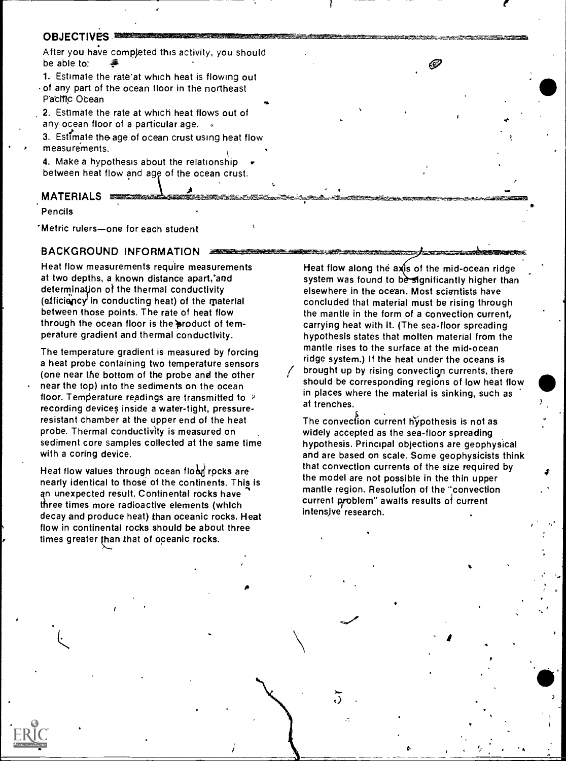## OBJECTIVES

After you have completed this activity, you should be able to:

1. Estimate the rate at which heat is flowing out of any part of the ocean floor in the northeast Pacific Ocean
2. Estimate the rate at which heat flows out of any ocean floor of a particular age.
3. Estimate the age of ocean crust using heat flow measurements.
4. Make a hypothesis about the relationship between heat flow and age of the ocean crust.

## MATERIALS

Pencils

Metric rulers—one for each student

## BACKGROUND INFORMATION

Heat flow measurements require measurements at two depths, a known distance apart, and determination of the thermal conductivity (efficiency in conducting heat) of the material between those points. The rate of heat flow through the ocean floor is the product of temperature gradient and thermal conductivity.

The temperature gradient is measured by forcing a heat probe containing two temperature sensors (one near the bottom of the probe and the other near the top) into the sediments on the ocean floor. Temperature readings are transmitted to recording devices inside a water-tight, pressure-resistant chamber at the upper end of the heat probe. Thermal conductivity is measured on sediment core samples collected at the same time with a coring device.

Heat flow values through ocean floor rocks are nearly identical to those of the continents. This is an unexpected result. Continental rocks have three times more radioactive elements (which decay and produce heat) than oceanic rocks. Heat flow in continental rocks should be about three times greater than that of oceanic rocks.

Heat flow along the axis of the mid-ocean ridge system was found to be significantly higher than elsewhere in the ocean. Most scientists have concluded that material must be rising through the mantle in the form of a convection current, carrying heat with it. (The sea-floor spreading hypothesis states that molten material from the mantle rises to the surface at the mid-ocean ridge system.) If the heat under the oceans is brought up by rising convection currents, there should be corresponding regions of low heat flow in places where the material is sinking, such as at trenches.

The convection current hypothesis is not as widely accepted as the sea-floor spreading hypothesis. Principal objections are geophysical and are based on scale. Some geophysicists think that convection currents of the size required by the model are not possible in the thin upper mantle region. Resolution of the "convection current problem" awaits results of current intensive research.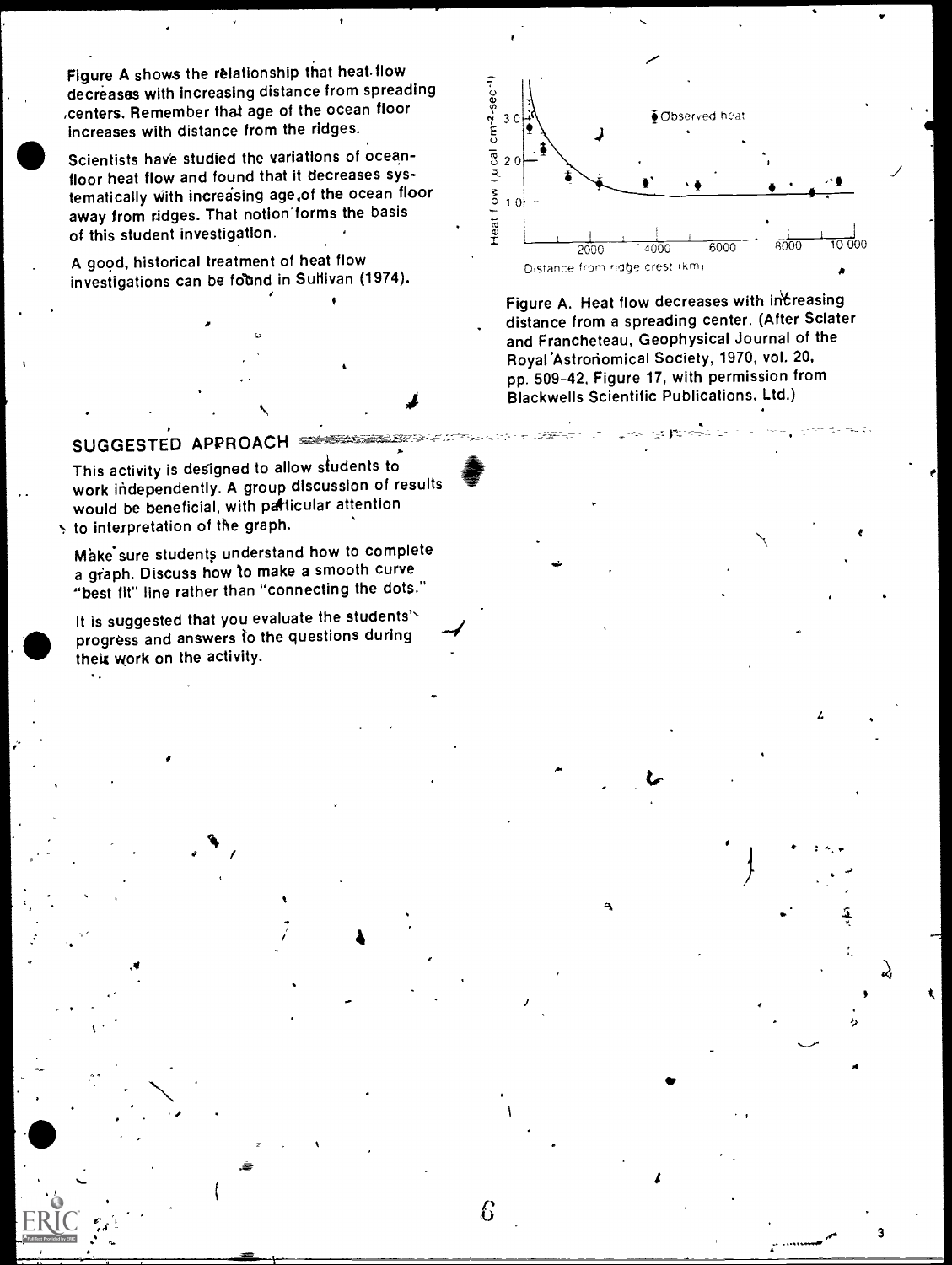Figure A shows the relationship that heat flow decreases with increasing distance from spreading centers. Remember that age of the ocean floor increases with distance from the ridges.

Scientists have studied the variations of ocean-floor heat flow and found that it decreases systematically with increasing age of the ocean floor away from ridges. That notion forms the basis of this student investigation.

A good, historical treatment of heat flow investigations can be found in Sullivan (1974).

Figure A. Heat flow decreases with increasing distance from a spreading center. (After Sclater and Francheteau, Geophysical Journal of the Royal Astronomical Society, 1970, vol. 20, pp. 509-42, Figure 17, with permission from Blackwells Scientific Publications, Ltd.)

## SUGGESTED APPROACH

This activity is designed to allow students to work independently. A group discussion of results would be beneficial, with particular attention to interpretation of the graph.

Make sure students understand how to complete a graph. Discuss how to make a smooth curve "best fit" line rather than "connecting the dots."

It is suggested that you evaluate the students' progress and answers to the questions during their work on the activity.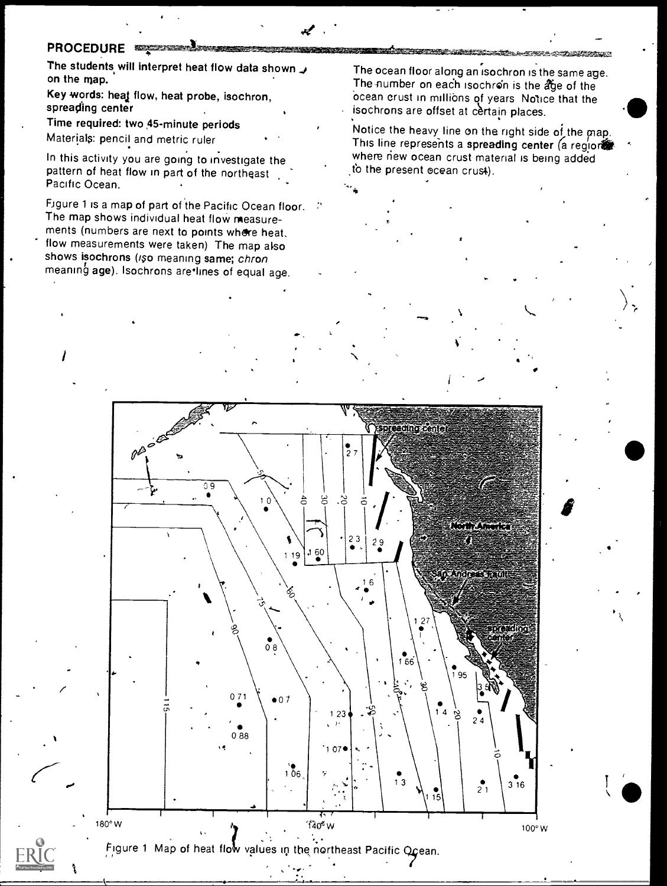## PROCEDURE

The students will interpret heat flow data shown on the map.

Key words: heat flow, heat probe, isochron, spreading center

Time required: two 45-minute periods

Materials: pencil and metric ruler

In this activity you are going to investigate the pattern of heat flow in part of the northeast Pacific Ocean.

Figure 1 is a map of part of the Pacific Ocean floor. The map shows individual heat flow measurements (numbers are next to points where heat flow measurements were taken). The map also shows isochrons (*iso* meaning same; *chron* meaning age). Isochrons are lines of equal age.

The ocean floor along an isochron is the same age. The number on each isochron is the age of the ocean crust in millions of years. Notice that the isochrons are offset at certain places.

Notice the heavy line on the right side of the map. This line represents a **spreading center** (a region where new ocean crust material is being added to the present ocean crust).

Figure 1 Map of heat flow values in the northeast Pacific Ocean.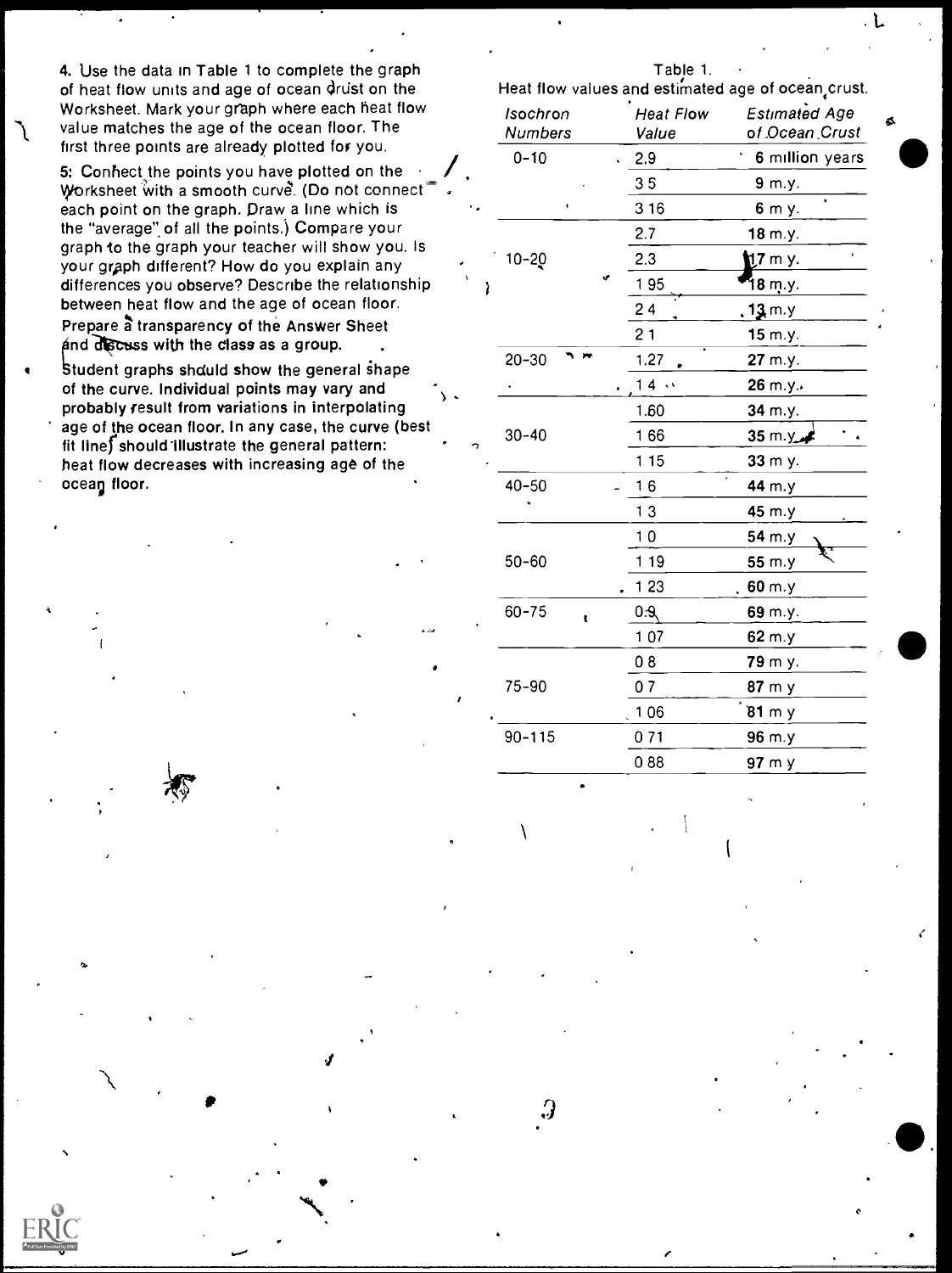4. Use the data in Table 1 to complete the graph of heat flow units and age of ocean crust on the Worksheet. Mark your graph where each heat flow value matches the age of the ocean floor. The first three points are already plotted for you.

5: Connect the points you have plotted on the Worksheet with a smooth curve. (Do not connect each point on the graph. Draw a line which is the "average" of all the points.) Compare your graph to the graph your teacher will show you. Is your graph different? How do you explain any differences you observe? Describe the relationship between heat flow and the age of ocean floor.

Prepare a transparency of the Answer Sheet and discuss with the class as a group.

Student graphs should show the general shape of the curve. Individual points may vary and probably result from variations in interpolating age of the ocean floor. In any case, the curve (best fit line) should illustrate the general pattern: heat flow decreases with increasing age of the ocean floor.

Table 1.
Heat flow values and estimated age of ocean crust.

| *Isochron Numbers* | *Heat Flow Value* | *Estimated Age of Ocean Crust* |
|---|---|---|
| 0–10 | 2.9 | **6** million years |
| | 3.5 | **9** m.y. |
| | 3.16 | **6** m.y. |
| 10–20 | 2.7 | **18** m.y. |
| | 2.3 | **17** m.y. |
| | 1.95 | **18** m.y. |
| | 2.4 | **13** m.y. |
| | 2.1 | **15** m.y. |
| 20–30 | 1.27 | **27** m.y. |
| | 1.4 | **26** m.y. |
| 30–40 | 1.60 | **34** m.y. |
| | 1.66 | **35** m.y. |
| | 1.15 | **33** m.y. |
| 40–50 | 1.6 | **44** m.y. |
| | 1.3 | **45** m.y. |
| 50–60 | 1.0 | **54** m.y. |
| | 1.19 | **55** m.y. |
| | 1.23 | **60** m.y. |
| 60–75 | 0.9 | **69** m.y. |
| | 1.07 | **62** m.y. |
| 75–90 | 0.8 | **79** m.y. |
| | 0.7 | **87** m.y. |
| | 1.06 | **81** m.y. |
| 90–115 | 0.71 | **96** m.y. |
| | 0.88 | **97** m.y. |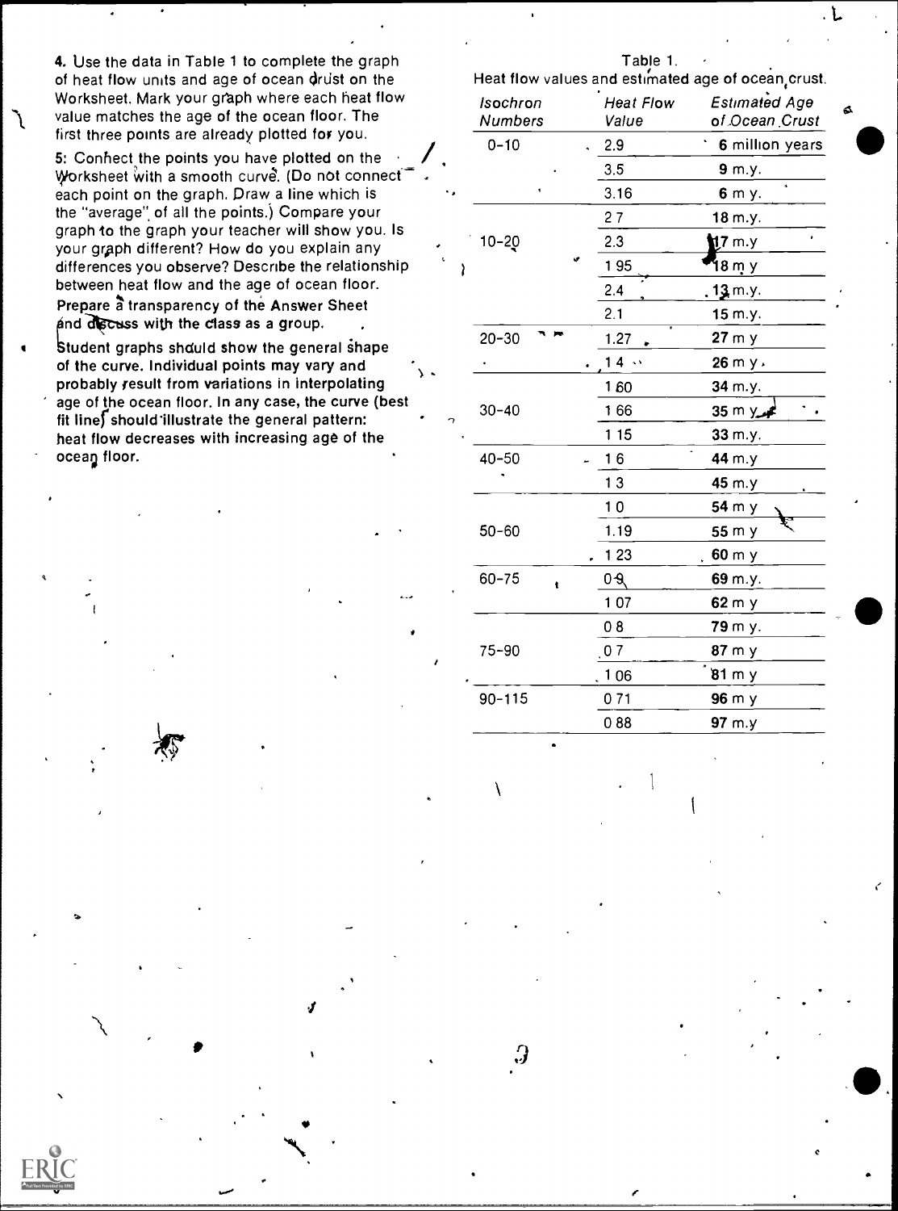4. Use the data in Table 1 to complete the graph of heat flow units and age of ocean crust on the Worksheet. Mark your graph where each heat flow value matches the age of the ocean floor. The first three points are already plotted for you.

5: Connect the points you have plotted on the Worksheet with a smooth curve. (Do not connect each point on the graph. Draw a line which is the "average" of all the points.) Compare your graph to the graph your teacher will show you. Is your graph different? How do you explain any differences you observe? Describe the relationship between heat flow and the age of ocean floor.

Prepare a transparency of the Answer Sheet and discuss with the class as a group.

Student graphs should show the general shape of the curve. Individual points may vary and probably result from variations in interpolating age of the ocean floor. In any case, the curve (best fit line) should illustrate the general pattern: heat flow decreases with increasing age of the ocean floor.

Table 1.
Heat flow values and estimated age of ocean crust.

| *Isochron Numbers* | *Heat Flow Value* | *Estimated Age of Ocean Crust* |
|---|---|---|
| 0–10 | 2.9 | **6** million years |
| | 3.5 | **9** m.y. |
| | 3.16 | **6** m y. |
| 10–20 | 2 7 | **18** m.y. |
| | 2.3 | **17** m.y |
| | 1 95 | **18** m y |
| | 2.4 | **13** m.y. |
| | 2.1 | **15** m.y. |
| 20–30 | 1.27 | **27** m y |
| | 1 4 | **26** m y. |
| 30–40 | 1 60 | **34** m.y. |
| | 1 66 | **35** m y. |
| | 1 15 | **33** m.y. |
| 40–50 | 1 6 | **44** m.y |
| | 1 3 | **45** m.y |
| 50–60 | 1 0 | **54** m y |
| | 1.19 | **55** m y |
| | 1 23 | **60** m y |
| 60–75 | 0 9 | **69** m.y. |
| | 1 07 | **62** m y |
| 75–90 | 0 8 | **79** m y. |
| | 0 7 | **87** m y |
| | 1 06 | **81** m y |
| 90–115 | 0 71 | **96** m y |
| | 0 88 | **97** m.y |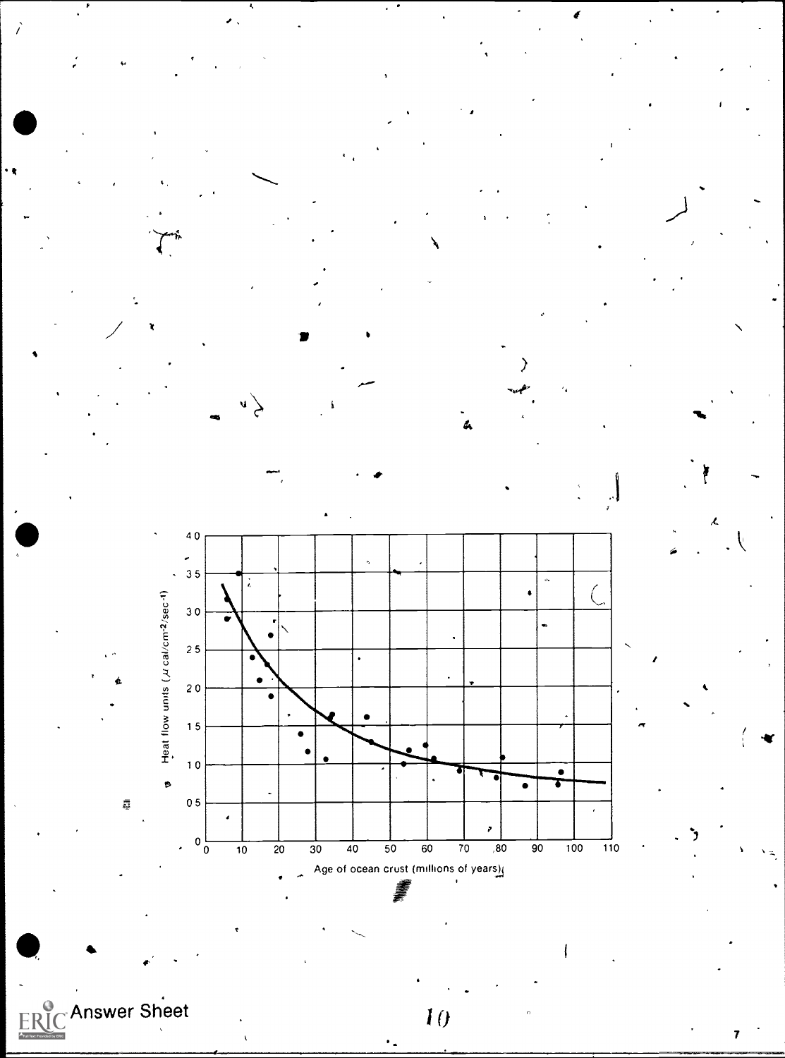Heat flow units ($\mu$ cal/cm$^{-2}$/sec$^{-1}$)

Age of ocean crust (millions of years)

Answer Sheet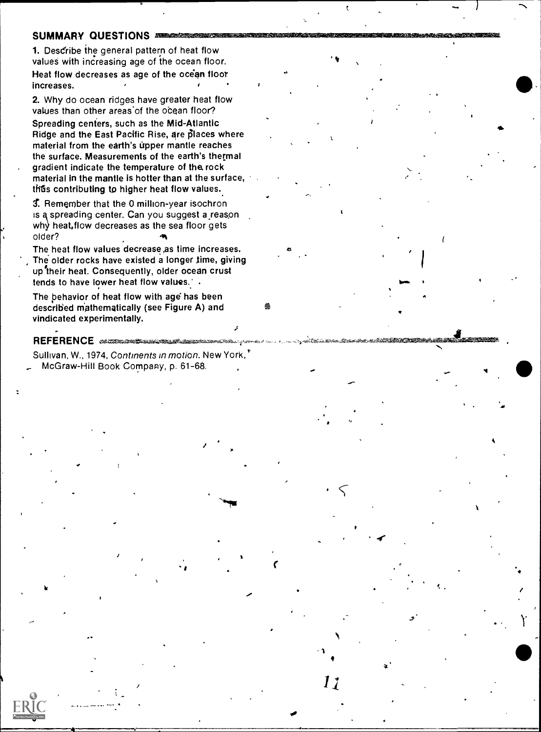## SUMMARY QUESTIONS

1. Describe the general pattern of heat flow values with increasing age of the ocean floor.

Heat flow decreases as age of the ocean floor increases.

2. Why do ocean ridges have greater heat flow values than other areas of the ocean floor?

Spreading centers, such as the Mid-Atlantic Ridge and the East Pacific Rise, are places where material from the earth's upper mantle reaches the surface. Measurements of the earth's thermal gradient indicate the temperature of the rock material in the mantle is hotter than at the surface, thus contributing to higher heat flow values.

3. Remember that the 0 million-year isochron is a spreading center. Can you suggest a reason why heat flow decreases as the sea floor gets older?

The heat flow values decrease as time increases. The older rocks have existed a longer time, giving up their heat. Consequently, older ocean crust tends to have lower heat flow values.

The behavior of heat flow with age has been described mathematically (see Figure A) and vindicated experimentally.

## REFERENCE

Sullivan, W., 1974, *Continents in motion*. New York, McGraw-Hill Book Company, p. 61-68.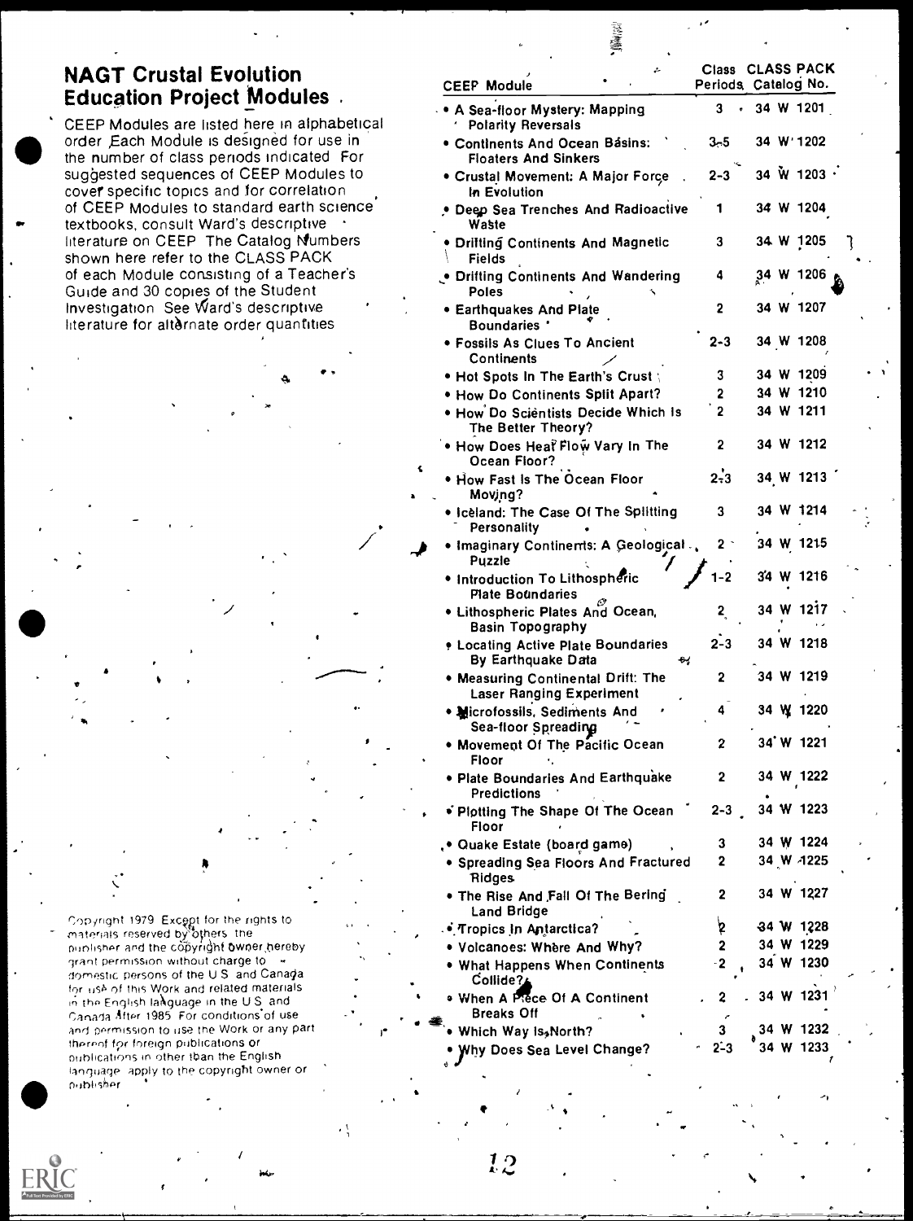## NAGT Crustal Evolution Education Project Modules

CEEP Modules are listed here in alphabetical order. Each Module is designed for use in the number of class periods indicated. For suggested sequences of CEEP Modules to cover specific topics and for correlation of CEEP Modules to standard earth science textbooks, consult Ward's descriptive literature on CEEP. The Catalog Numbers shown here refer to the CLASS PACK of each Module consisting of a Teacher's Guide and 30 copies of the Student Investigation. See Ward's descriptive literature for alternate order quantities.

| CEEP Module | Class Periods | CLASS PACK Catalog No. |
|---|---|---|
| • A Sea-floor Mystery: Mapping Polarity Reversals | 3 | 34 W 1201 |
| • Continents And Ocean Basins: Floaters And Sinkers | 3-5 | 34 W 1202 |
| • Crustal Movement: A Major Force In Evolution | 2-3 | 34 W 1203 |
| • Deep Sea Trenches And Radioactive Waste | 1 | 34 W 1204 |
| • Drifting Continents And Magnetic Fields | 3 | 34 W 1205 |
| • Drifting Continents And Wandering Poles | 4 | 34 W 1206 |
| • Earthquakes And Plate Boundaries | 2 | 34 W 1207 |
| • Fossils As Clues To Ancient Continents | 2-3 | 34 W 1208 |
| • Hot Spots In The Earth's Crust | 3 | 34 W 1209 |
| • How Do Continents Split Apart? | 2 | 34 W 1210 |
| • How Do Scientists Decide Which Is The Better Theory? | 2 | 34 W 1211 |
| • How Does Heat Flow Vary In The Ocean Floor? | 2 | 34 W 1212 |
| • How Fast Is The Ocean Floor Moving? | 2-3 | 34 W 1213 |
| • Iceland: The Case Of The Splitting Personality | 3 | 34 W 1214 |
| • Imaginary Continents: A Geological Puzzle | 2 | 34 W 1215 |
| • Introduction To Lithospheric Plate Boundaries | 1-2 | 34 W 1216 |
| • Lithospheric Plates And Ocean Basin Topography | 2 | 34 W 1217 |
| • Locating Active Plate Boundaries By Earthquake Data | 2-3 | 34 W 1218 |
| • Measuring Continental Drift: The Laser Ranging Experiment | 2 | 34 W 1219 |
| • Microfossils, Sediments And Sea-floor Spreading | 4 | 34 W 1220 |
| • Movement Of The Pacific Ocean Floor | 2 | 34 W 1221 |
| • Plate Boundaries And Earthquake Predictions | 2 | 34 W 1222 |
| • Plotting The Shape Of The Ocean Floor | 2-3 | 34 W 1223 |
| • Quake Estate (board game) | 3 | 34 W 1224 |
| • Spreading Sea Floors And Fractured Ridges | 2 | 34 W 1225 |
| • The Rise And Fall Of The Bering Land Bridge | 2 | 34 W 1227 |
| • Tropics In Antarctica? | 2 | 34 W 1228 |
| • Volcanoes: Where And Why? | 2 | 34 W 1229 |
| • What Happens When Continents Collide? | 2 | 34 W 1230 |
| • When A Piece Of A Continent Breaks Off | 2 | 34 W 1231 |
| • Which Way Is North? | 3 | 34 W 1232 |
| • Why Does Sea Level Change? | 2-3 | 34 W 1233 |

Copyright 1979. Except for the rights to materials reserved by others, the publisher and the copyright owner hereby grant permission without charge to domestic persons of the U.S. and Canada for use of this Work and related materials in the English language in the U.S. and Canada after 1985. For conditions of use and permission to use the Work or any part thereof for foreign publications or publications in other than the English language, apply to the copyright owner or publisher.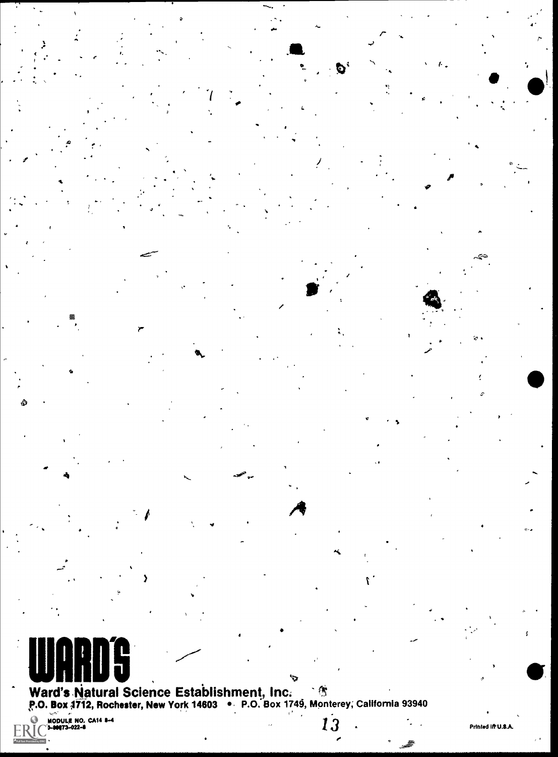**WARD'S**

**Ward's Natural Science Establishment, Inc.**
**P.O. Box 1712, Rochester, New York 14603 • P.O. Box 1749, Monterey, California 93940**

MODULE NO. CA14 8-4
0-89873-022-8

Printed in U.S.A.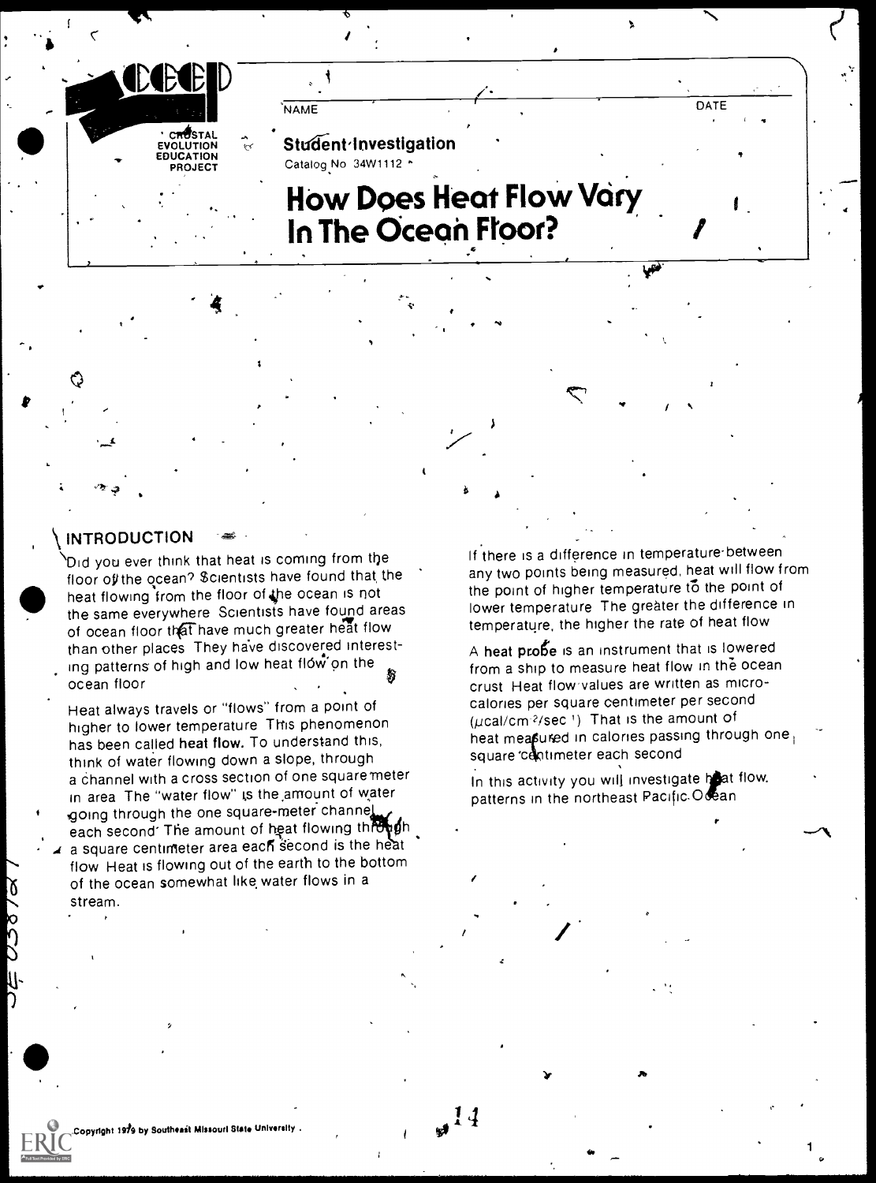CRUSTAL EVOLUTION EDUCATION PROJECT

NAME DATE

**Student Investigation**

Catalog No 34W1112

# How Does Heat Flow Vary In The Ocean Floor?

## INTRODUCTION

Did you ever think that heat is coming from the floor of the ocean? Scientists have found that the heat flowing from the floor of the ocean is not the same everywhere. Scientists have found areas of ocean floor that have much greater heat flow than other places. They have discovered interesting patterns of high and low heat flow on the ocean floor.

Heat always travels or "flows" from a point of higher to lower temperature. This phenomenon has been called **heat flow.** To understand this, think of water flowing down a slope, through a channel with a cross section of one square meter in area. The "water flow" is the amount of water going through the one square-meter channel each second. The amount of heat flowing through a square centimeter area each second is the heat flow. Heat is flowing out of the earth to the bottom of the ocean somewhat like water flows in a stream.

If there is a difference in temperature between any two points being measured, heat will flow from the point of higher temperature to the point of lower temperature. The greater the difference in temperature, the higher the rate of heat flow.

A **heat probe** is an instrument that is lowered from a ship to measure heat flow in the ocean crust. Heat flow values are written as microcalories per square centimeter per second ($\mu cal/cm^{2}/sec^{1}$). That is the amount of heat measured in calories passing through one square centimeter each second.

In this activity you will investigate heat flow patterns in the northeast Pacific Ocean.

Copyright 1979 by Southeast Missouri State University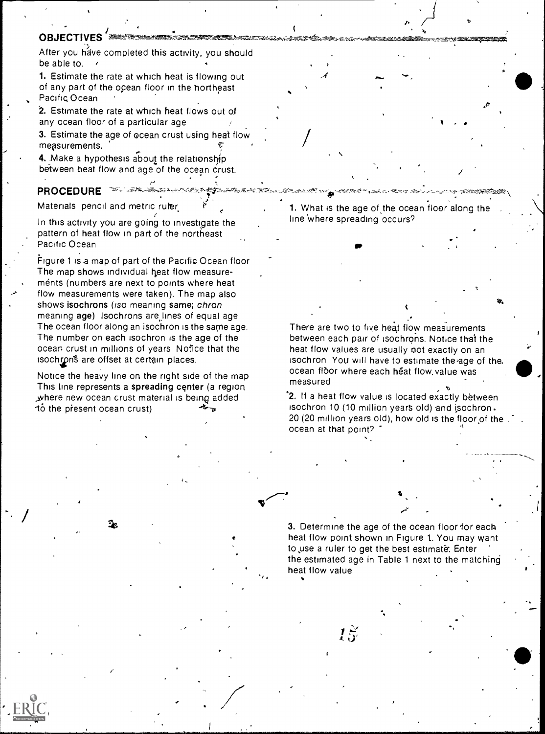## OBJECTIVES

After you have completed this activity, you should be able to.

1. Estimate the rate at which heat is flowing out of any part of the ocean floor in the northeast Pacific Ocean

2. Estimate the rate at which heat flows out of any ocean floor of a particular age

3. Estimate the age of ocean crust using heat flow measurements.

4. Make a hypothesis about the relationship between heat flow and age of the ocean crust.

## PROCEDURE

Materials pencil and metric ruler

In this activity you are going to investigate the pattern of heat flow in part of the northeast Pacific Ocean

Figure 1 is a map of part of the Pacific Ocean floor The map shows individual heat flow measurements (numbers are next to points where heat flow measurements were taken). The map also shows **isochrons** (*iso* meaning **same**; *chron* meaning **age**) Isochrons are lines of equal age The ocean floor along an isochron is the same age. The number on each isochron is the age of the ocean crust in millions of years Notice that the isochrons are offset at certain places.

Notice the heavy line on the right side of the map This line represents a **spreading center** (a region where new ocean crust material is being added to the present ocean crust)

1. What is the age of the ocean floor along the line where spreading occurs?

There are two to five heat flow measurements between each pair of isochrons. Notice that the heat flow values are usually not exactly on an isochron You will have to estimate the age of the ocean floor where each heat flow value was measured

2. If a heat flow value is located exactly between isochron 10 (10 million years old) and isochron 20 (20 million years old), how old is the floor of the ocean at that point?

3. Determine the age of the ocean floor for each heat flow point shown in Figure 1. You may want to use a ruler to get the best estimate. Enter the estimated age in Table 1 next to the matching heat flow value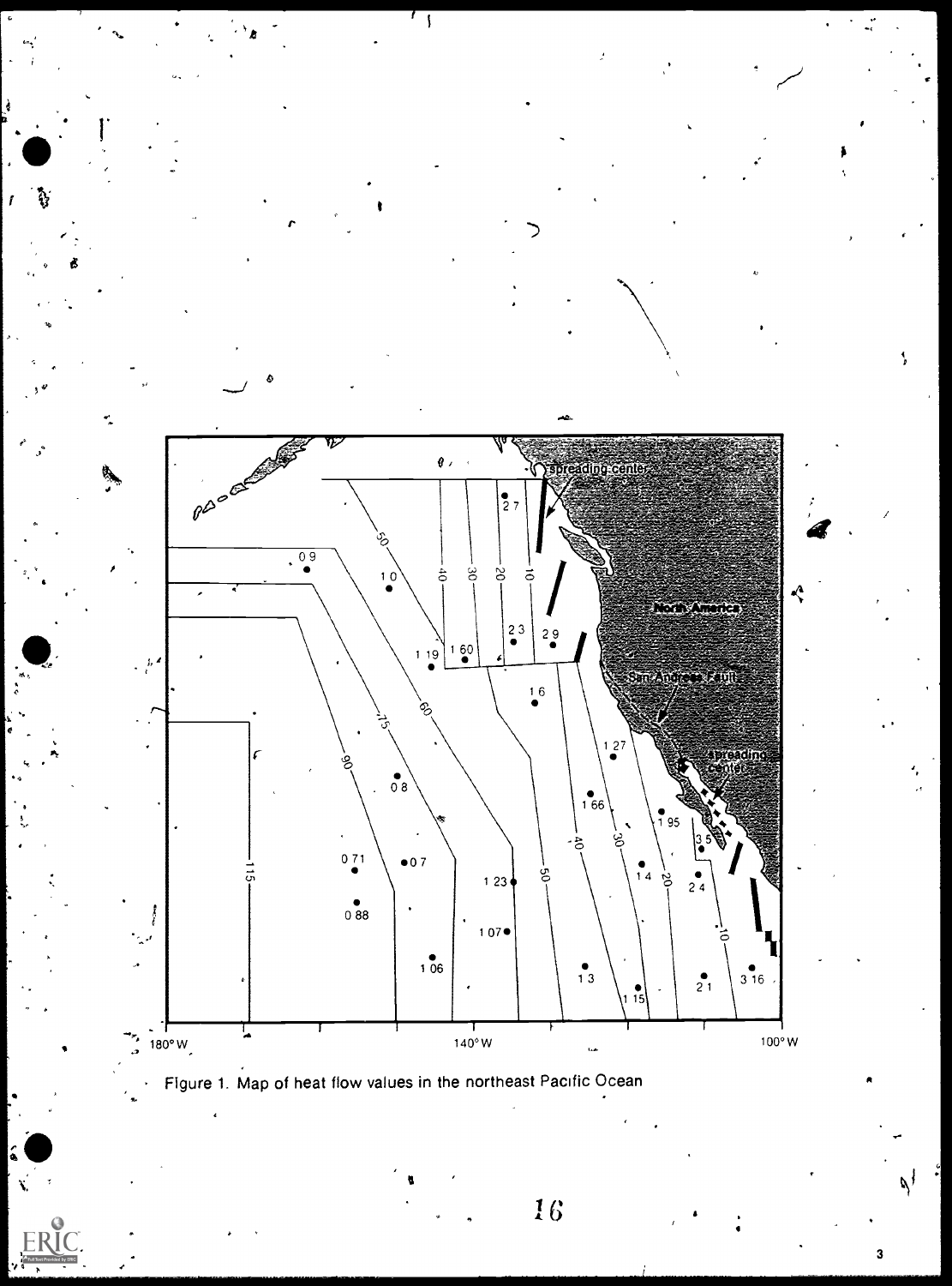Figure 1. Map of heat flow values in the northeast Pacific Ocean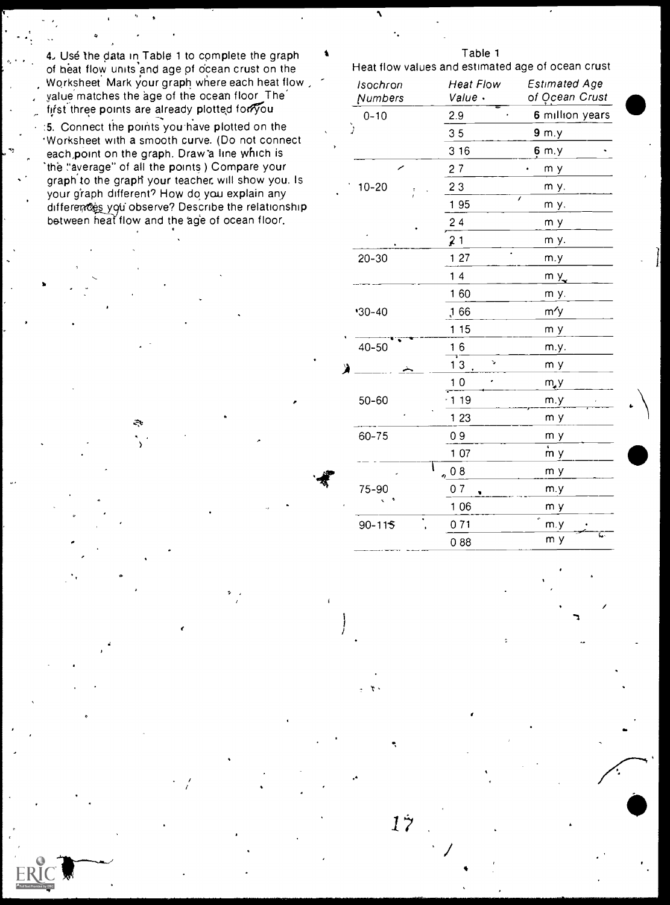4. Use the data in Table 1 to complete the graph of heat flow units and age of ocean crust on the Worksheet. Mark your graph where each heat flow value matches the age of the ocean floor. The first three points are already plotted for you.

5. Connect the points you have plotted on the Worksheet with a smooth curve. (Do not connect each point on the graph. Draw a line which is the "average" of all the points.) Compare your graph to the graph your teacher will show you. Is your graph different? How do you explain any differences you observe? Describe the relationship between heat flow and the age of ocean floor.

Table 1
Heat flow values and estimated age of ocean crust

| *Isochron Numbers* | *Heat Flow Value* | *Estimated Age of Ocean Crust* |
|---|---|---|
| 0-10 | 2.9 | 6 million years |
| | 3.5 | 9 m.y. |
| | 3.16 | 6 m.y. |
| | 2.7 | m.y. |
| 10-20 | 2.3 | m.y. |
| | 1.95 | m.y. |
| | 2.4 | m.y. |
| | 2.1 | m.y. |
| 20-30 | 1.27 | m.y. |
| | 1.4 | m.y. |
| | 1.60 | m.y. |
| 30-40 | 1.66 | m.y. |
| | 1.15 | m.y. |
| 40-50 | 1.6 | m.y. |
| | 1.3 | m.y. |
| | 1.0 | m.y. |
| 50-60 | 1.19 | m.y. |
| | 1.23 | m.y. |
| 60-75 | 0.9 | m.y. |
| | 1.07 | m.y. |
| | 0.8 | m.y. |
| 75-90 | 0.7 | m.y. |
| | 1.06 | m.y. |
| 90-115 | 0.71 | m.y. |
| | 0.88 | m.y. |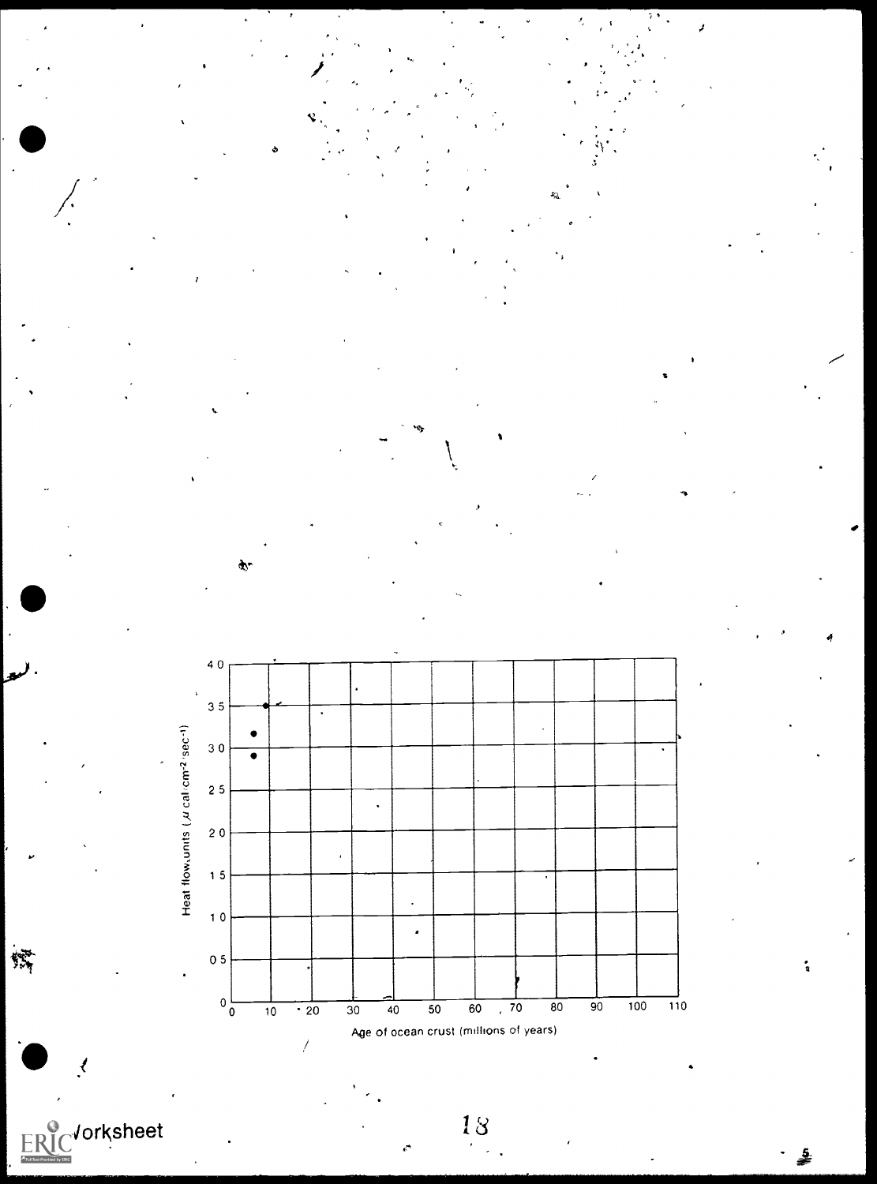Heat flow units ($\mu$ cal/cm$^{-2}$ sec$^{-1}$)

4.0
3.5
3.0
2.5
2.0
1.5
1.0
0.5
0

0 10 20 30 40 50 60 70 80 90 100 110

Age of ocean crust (millions of years)

Worksheet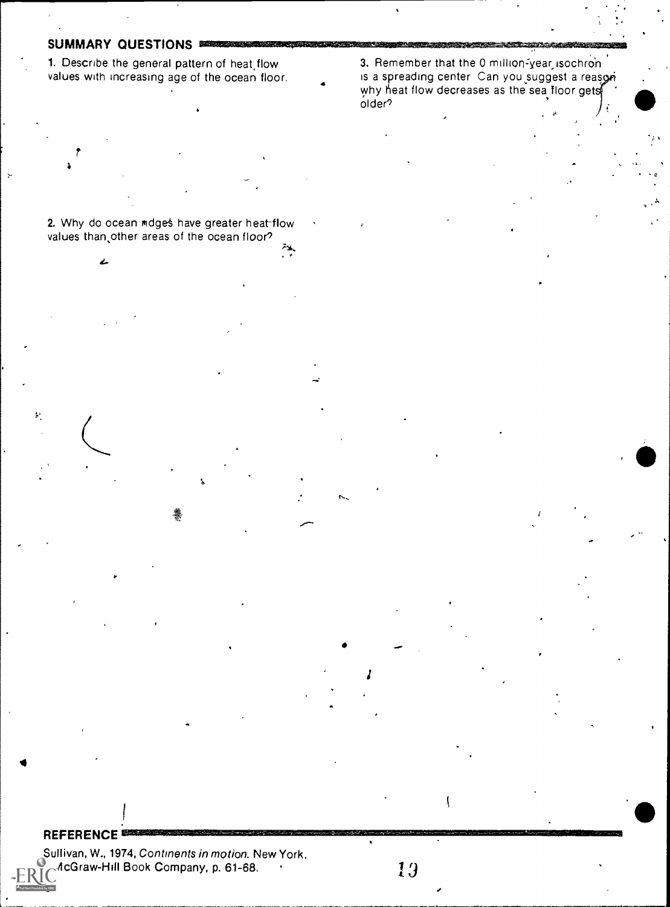## SUMMARY QUESTIONS

1. Describe the general pattern of heat flow values with increasing age of the ocean floor.

2. Why do ocean ridges have greater heat-flow values than other areas of the ocean floor?

3. Remember that the 0 million-year isochron is a spreading center. Can you suggest a reason why heat flow decreases as the sea floor gets older?

## REFERENCE

Sullivan, W., 1974, *Continents in motion.* New York, McGraw-Hill Book Company, p. 61-68.